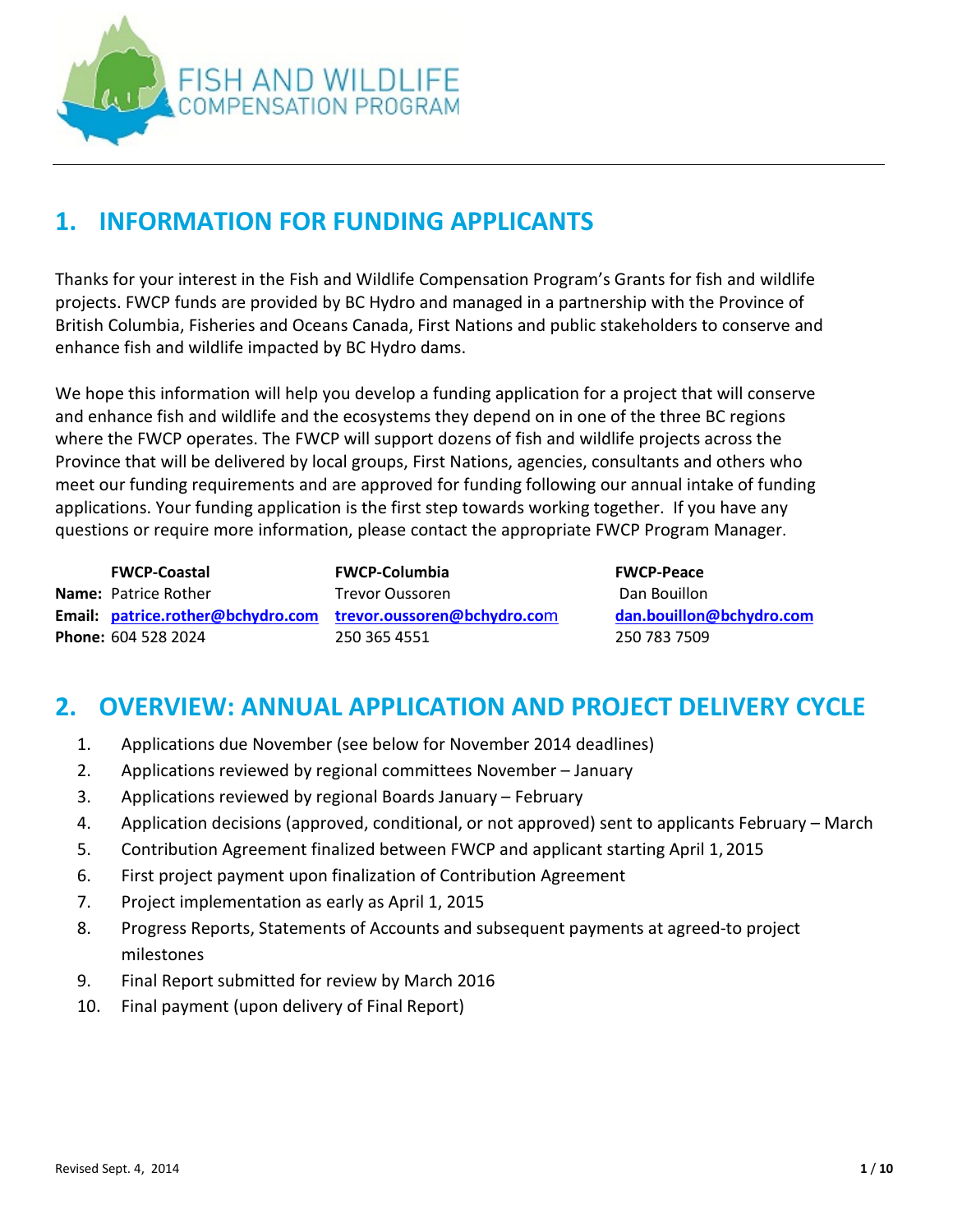FISH AND WILDLIFE COMPENSATION PROGRAM

## 1. INFORMATION FOR FUNDING APPLICANTS

Thanks for your interest in the Fish and Wildlife Compensation Program's Grants for fish and wildlife projects. FWCP funds are provided by BC Hydro and managed in a partnership with the Province of British Columbia, Fisheries and Oceans Canada, First Nations and public stakeholders to conserve and enhance fish and wildlife impacted by BC Hydro dams.

We hope this information will help you develop a funding application for a project that will conserve and enhance fish and wildlife and the ecosystems they depend on in one of the three BC regions where the FWCP operates. The FWCP will support dozens of fish and wildlife projects across the Province that will be delivered by local groups, First Nations, agencies, consultants and others who meet our funding requirements and are approved for funding following our annual intake of funding applications. Your funding application is the first step towards working together. If you have any questions or require more information, please contact the appropriate FWCP Program Manager.

| | **FWCP-Coastal** | **FWCP-Columbia** | **FWCP-Peace** |
|---|---|---|---|
| **Name:** | Patrice Rother | Trevor Oussoren | Dan Bouillon |
| **Email:** | **patrice.rother@bchydro.com** | **trevor.oussoren@bchydro.com** | **dan.bouillon@bchydro.com** |
| **Phone:** | 604 528 2024 | 250 365 4551 | 250 783 7509 |

## 2. OVERVIEW: ANNUAL APPLICATION AND PROJECT DELIVERY CYCLE

1. Applications due November (see below for November 2014 deadlines)
2. Applications reviewed by regional committees November – January
3. Applications reviewed by regional Boards January – February
4. Application decisions (approved, conditional, or not approved) sent to applicants February – March
5. Contribution Agreement finalized between FWCP and applicant starting April 1, 2015
6. First project payment upon finalization of Contribution Agreement
7. Project implementation as early as April 1, 2015
8. Progress Reports, Statements of Accounts and subsequent payments at agreed-to project milestones
9. Final Report submitted for review by March 2016
10. Final payment (upon delivery of Final Report)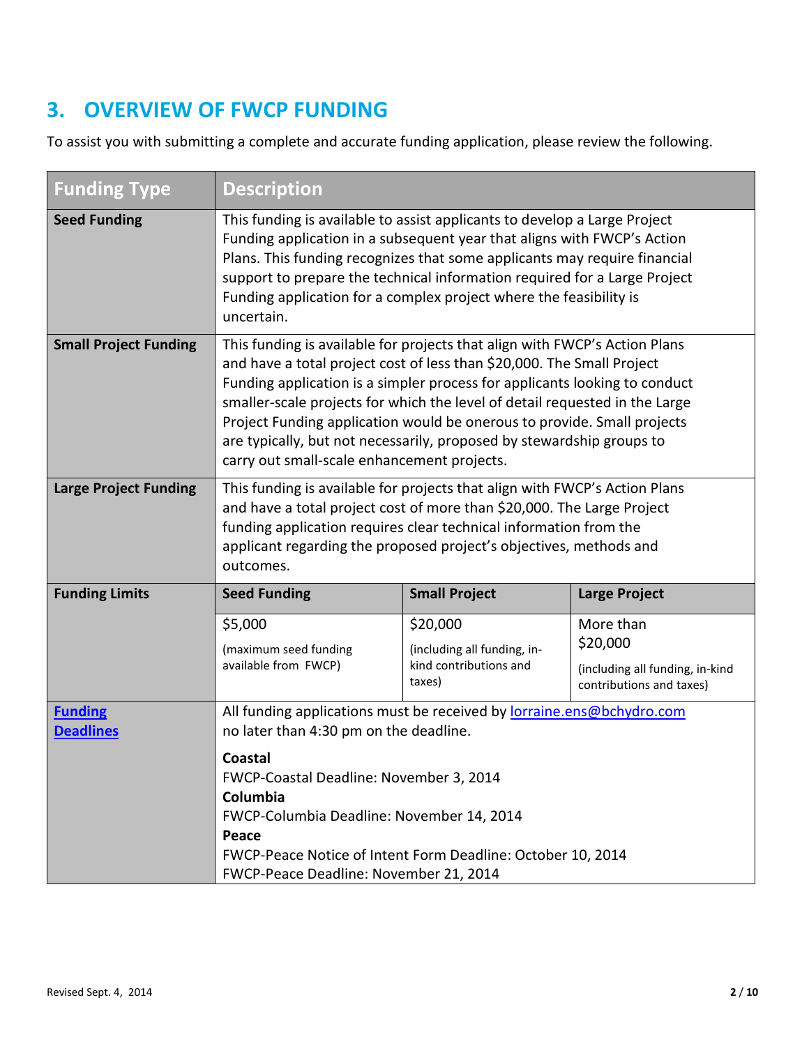## 3. OVERVIEW OF FWCP FUNDING

To assist you with submitting a complete and accurate funding application, please review the following.

| Funding Type | Description | | |
|---|---|---|---|
| **Seed Funding** | This funding is available to assist applicants to develop a Large Project Funding application in a subsequent year that aligns with FWCP's Action Plans. This funding recognizes that some applicants may require financial support to prepare the technical information required for a Large Project Funding application for a complex project where the feasibility is uncertain. | | |
| **Small Project Funding** | This funding is available for projects that align with FWCP's Action Plans and have a total project cost of less than $20,000. The Small Project Funding application is a simpler process for applicants looking to conduct smaller-scale projects for which the level of detail requested in the Large Project Funding application would be onerous to provide. Small projects are typically, but not necessarily, proposed by stewardship groups to carry out small-scale enhancement projects. | | |
| **Large Project Funding** | This funding is available for projects that align with FWCP's Action Plans and have a total project cost of more than $20,000. The Large Project funding application requires clear technical information from the applicant regarding the proposed project's objectives, methods and outcomes. | | |
| **Funding Limits** | **Seed Funding** | **Small Project** | **Large Project** |
| | $5,000 (maximum seed funding available from FWCP) | $20,000 (including all funding, in-kind contributions and taxes) | More than $20,000 (including all funding, in-kind contributions and taxes) |
| **[Funding Deadlines]** | All funding applications must be received by [lorraine.ens@bchydro.com](mailto:lorraine.ens@bchydro.com) no later than 4:30 pm on the deadline.<br><br>**Coastal**<br>FWCP-Coastal Deadline: November 3, 2014<br>**Columbia**<br>FWCP-Columbia Deadline: November 14, 2014<br>**Peace**<br>FWCP-Peace Notice of Intent Form Deadline: October 10, 2014<br>FWCP-Peace Deadline: November 21, 2014 | | |

Revised Sept. 4, 2014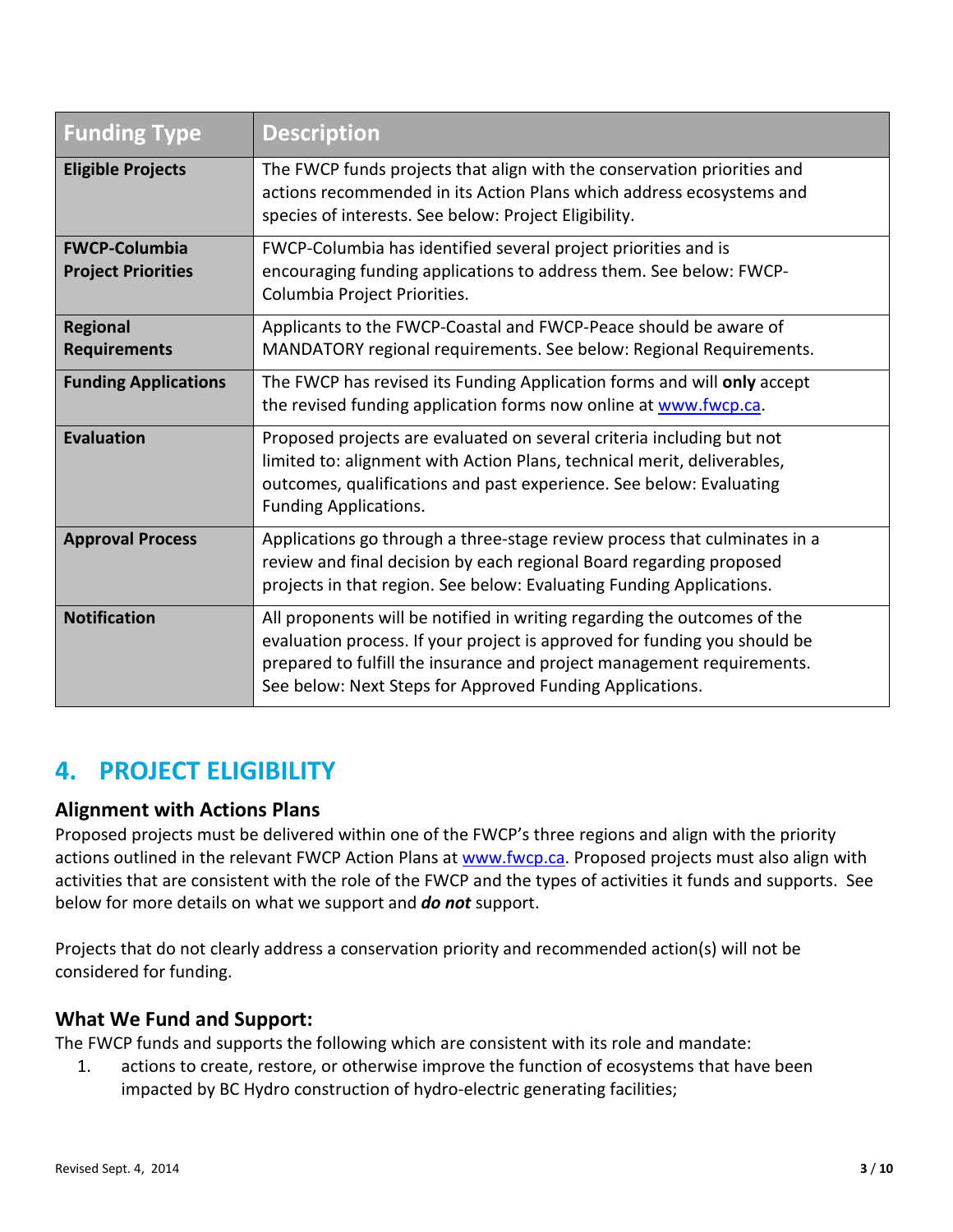| Funding Type | Description |
|---|---|
| **Eligible Projects** | The FWCP funds projects that align with the conservation priorities and actions recommended in its Action Plans which address ecosystems and species of interests. See below: Project Eligibility. |
| **FWCP-Columbia Project Priorities** | FWCP-Columbia has identified several project priorities and is encouraging funding applications to address them. See below: FWCP-Columbia Project Priorities. |
| **Regional Requirements** | Applicants to the FWCP-Coastal and FWCP-Peace should be aware of MANDATORY regional requirements. See below: Regional Requirements. |
| **Funding Applications** | The FWCP has revised its Funding Application forms and will **only** accept the revised funding application forms now online at [www.fwcp.ca](www.fwcp.ca). |
| **Evaluation** | Proposed projects are evaluated on several criteria including but not limited to: alignment with Action Plans, technical merit, deliverables, outcomes, qualifications and past experience. See below: Evaluating Funding Applications. |
| **Approval Process** | Applications go through a three-stage review process that culminates in a review and final decision by each regional Board regarding proposed projects in that region. See below: Evaluating Funding Applications. |
| **Notification** | All proponents will be notified in writing regarding the outcomes of the evaluation process. If your project is approved for funding you should be prepared to fulfill the insurance and project management requirements. See below: Next Steps for Approved Funding Applications. |

# 4. PROJECT ELIGIBILITY

### Alignment with Actions Plans

Proposed projects must be delivered within one of the FWCP's three regions and align with the priority actions outlined in the relevant FWCP Action Plans at [www.fwcp.ca](www.fwcp.ca). Proposed projects must also align with activities that are consistent with the role of the FWCP and the types of activities it funds and supports. See below for more details on what we support and ***do not*** support.

Projects that do not clearly address a conservation priority and recommended action(s) will not be considered for funding.

### What We Fund and Support:

The FWCP funds and supports the following which are consistent with its role and mandate:

1. actions to create, restore, or otherwise improve the function of ecosystems that have been impacted by BC Hydro construction of hydro-electric generating facilities;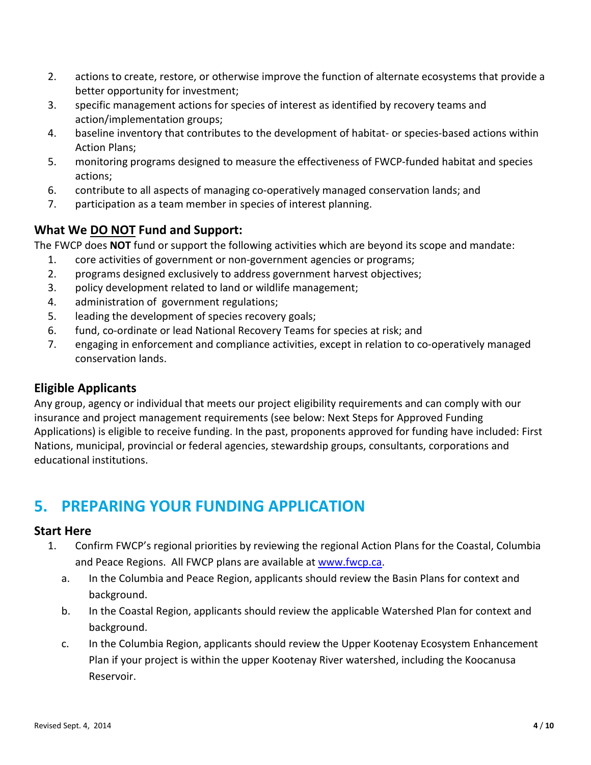2. actions to create, restore, or otherwise improve the function of alternate ecosystems that provide a better opportunity for investment;
3. specific management actions for species of interest as identified by recovery teams and action/implementation groups;
4. baseline inventory that contributes to the development of habitat- or species-based actions within Action Plans;
5. monitoring programs designed to measure the effectiveness of FWCP-funded habitat and species actions;
6. contribute to all aspects of managing co-operatively managed conservation lands; and
7. participation as a team member in species of interest planning.

### What We DO NOT Fund and Support:

The FWCP does **NOT** fund or support the following activities which are beyond its scope and mandate:

1. core activities of government or non-government agencies or programs;
2. programs designed exclusively to address government harvest objectives;
3. policy development related to land or wildlife management;
4. administration of government regulations;
5. leading the development of species recovery goals;
6. fund, co-ordinate or lead National Recovery Teams for species at risk; and
7. engaging in enforcement and compliance activities, except in relation to co-operatively managed conservation lands.

### Eligible Applicants

Any group, agency or individual that meets our project eligibility requirements and can comply with our insurance and project management requirements (see below: Next Steps for Approved Funding Applications) is eligible to receive funding. In the past, proponents approved for funding have included: First Nations, municipal, provincial or federal agencies, stewardship groups, consultants, corporations and educational institutions.

## 5. PREPARING YOUR FUNDING APPLICATION

### Start Here

1. Confirm FWCP's regional priorities by reviewing the regional Action Plans for the Coastal, Columbia and Peace Regions. All FWCP plans are available at www.fwcp.ca.
   a. In the Columbia and Peace Region, applicants should review the Basin Plans for context and background.
   b. In the Coastal Region, applicants should review the applicable Watershed Plan for context and background.
   c. In the Columbia Region, applicants should review the Upper Kootenay Ecosystem Enhancement Plan if your project is within the upper Kootenay River watershed, including the Koocanusa Reservoir.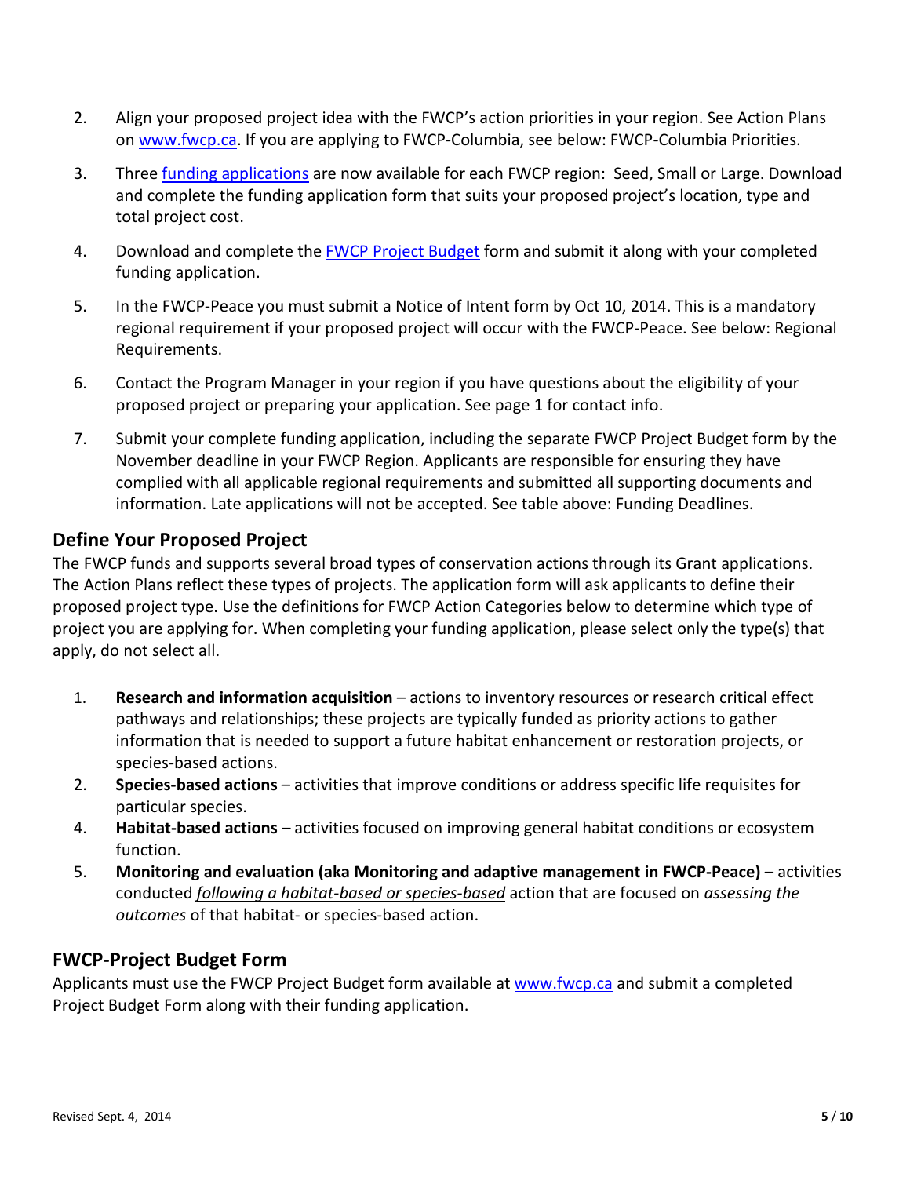2. Align your proposed project idea with the FWCP's action priorities in your region. See Action Plans on [www.fwcp.ca](www.fwcp.ca). If you are applying to FWCP-Columbia, see below: FWCP-Columbia Priorities.

3. Three [funding applications](funding applications) are now available for each FWCP region: Seed, Small or Large. Download and complete the funding application form that suits your proposed project's location, type and total project cost.

4. Download and complete the [FWCP Project Budget](FWCP Project Budget) form and submit it along with your completed funding application.

5. In the FWCP-Peace you must submit a Notice of Intent form by Oct 10, 2014. This is a mandatory regional requirement if your proposed project will occur with the FWCP-Peace. See below: Regional Requirements.

6. Contact the Program Manager in your region if you have questions about the eligibility of your proposed project or preparing your application. See page 1 for contact info.

7. Submit your complete funding application, including the separate FWCP Project Budget form by the November deadline in your FWCP Region. Applicants are responsible for ensuring they have complied with all applicable regional requirements and submitted all supporting documents and information. Late applications will not be accepted. See table above: Funding Deadlines.

## Define Your Proposed Project

The FWCP funds and supports several broad types of conservation actions through its Grant applications. The Action Plans reflect these types of projects. The application form will ask applicants to define their proposed project type. Use the definitions for FWCP Action Categories below to determine which type of project you are applying for. When completing your funding application, please select only the type(s) that apply, do not select all.

1. **Research and information acquisition** – actions to inventory resources or research critical effect pathways and relationships; these projects are typically funded as priority actions to gather information that is needed to support a future habitat enhancement or restoration projects, or species-based actions.
2. **Species-based actions** – activities that improve conditions or address specific life requisites for particular species.
4. **Habitat-based actions** – activities focused on improving general habitat conditions or ecosystem function.
5. **Monitoring and evaluation (aka Monitoring and adaptive management in FWCP-Peace)** – activities conducted _**following a habitat-based or species-based**_ action that are focused on *assessing the outcomes* of that habitat- or species-based action.

## FWCP-Project Budget Form

Applicants must use the FWCP Project Budget form available at [www.fwcp.ca](www.fwcp.ca) and submit a completed Project Budget Form along with their funding application.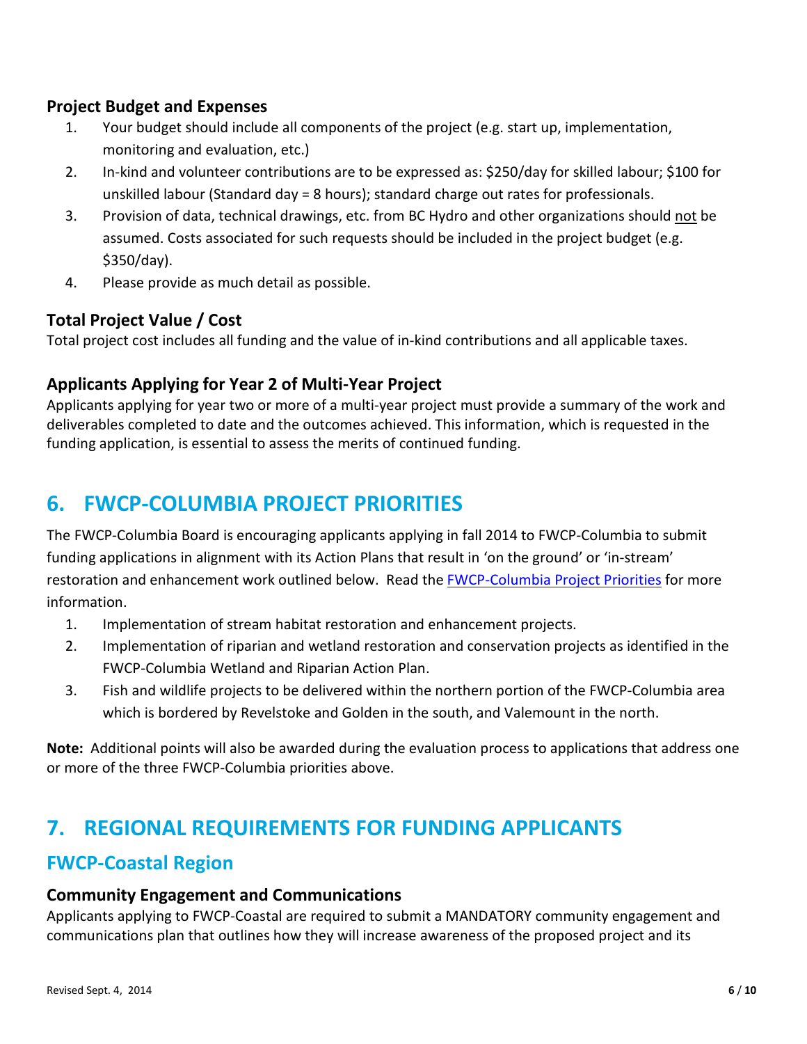### Project Budget and Expenses

1. Your budget should include all components of the project (e.g. start up, implementation, monitoring and evaluation, etc.)
2. In-kind and volunteer contributions are to be expressed as: $250/day for skilled labour; $100 for unskilled labour (Standard day = 8 hours); standard charge out rates for professionals.
3. Provision of data, technical drawings, etc. from BC Hydro and other organizations should not be assumed. Costs associated for such requests should be included in the project budget (e.g. $350/day).
4. Please provide as much detail as possible.

### Total Project Value / Cost

Total project cost includes all funding and the value of in-kind contributions and all applicable taxes.

### Applicants Applying for Year 2 of Multi-Year Project

Applicants applying for year two or more of a multi-year project must provide a summary of the work and deliverables completed to date and the outcomes achieved. This information, which is requested in the funding application, is essential to assess the merits of continued funding.

## 6. FWCP-COLUMBIA PROJECT PRIORITIES

The FWCP-Columbia Board is encouraging applicants applying in fall 2014 to FWCP-Columbia to submit funding applications in alignment with its Action Plans that result in 'on the ground' or 'in-stream' restoration and enhancement work outlined below. Read the FWCP-Columbia Project Priorities for more information.

1. Implementation of stream habitat restoration and enhancement projects.
2. Implementation of riparian and wetland restoration and conservation projects as identified in the FWCP-Columbia Wetland and Riparian Action Plan.
3. Fish and wildlife projects to be delivered within the northern portion of the FWCP-Columbia area which is bordered by Revelstoke and Golden in the south, and Valemount in the north.

**Note:** Additional points will also be awarded during the evaluation process to applications that address one or more of the three FWCP-Columbia priorities above.

## 7. REGIONAL REQUIREMENTS FOR FUNDING APPLICANTS

## FWCP-Coastal Region

### Community Engagement and Communications

Applicants applying to FWCP-Coastal are required to submit a MANDATORY community engagement and communications plan that outlines how they will increase awareness of the proposed project and its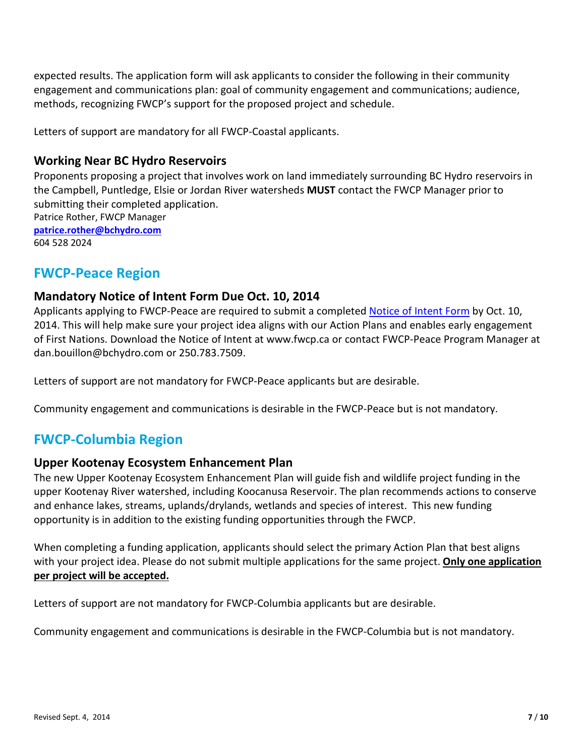expected results. The application form will ask applicants to consider the following in their community engagement and communications plan: goal of community engagement and communications; audience, methods, recognizing FWCP's support for the proposed project and schedule.

Letters of support are mandatory for all FWCP-Coastal applicants.

### Working Near BC Hydro Reservoirs

Proponents proposing a project that involves work on land immediately surrounding BC Hydro reservoirs in the Campbell, Puntledge, Elsie or Jordan River watersheds **MUST** contact the FWCP Manager prior to submitting their completed application.
Patrice Rother, FWCP Manager
**patrice.rother@bchydro.com**
604 528 2024

## FWCP-Peace Region

### Mandatory Notice of Intent Form Due Oct. 10, 2014

Applicants applying to FWCP-Peace are required to submit a completed Notice of Intent Form by Oct. 10, 2014. This will help make sure your project idea aligns with our Action Plans and enables early engagement of First Nations. Download the Notice of Intent at www.fwcp.ca or contact FWCP-Peace Program Manager at dan.bouillon@bchydro.com or 250.783.7509.

Letters of support are not mandatory for FWCP-Peace applicants but are desirable.

Community engagement and communications is desirable in the FWCP-Peace but is not mandatory.

## FWCP-Columbia Region

### Upper Kootenay Ecosystem Enhancement Plan

The new Upper Kootenay Ecosystem Enhancement Plan will guide fish and wildlife project funding in the upper Kootenay River watershed, including Koocanusa Reservoir. The plan recommends actions to conserve and enhance lakes, streams, uplands/drylands, wetlands and species of interest. This new funding opportunity is in addition to the existing funding opportunities through the FWCP.

When completing a funding application, applicants should select the primary Action Plan that best aligns with your project idea. Please do not submit multiple applications for the same project. **Only one application per project will be accepted.**

Letters of support are not mandatory for FWCP-Columbia applicants but are desirable.

Community engagement and communications is desirable in the FWCP-Columbia but is not mandatory.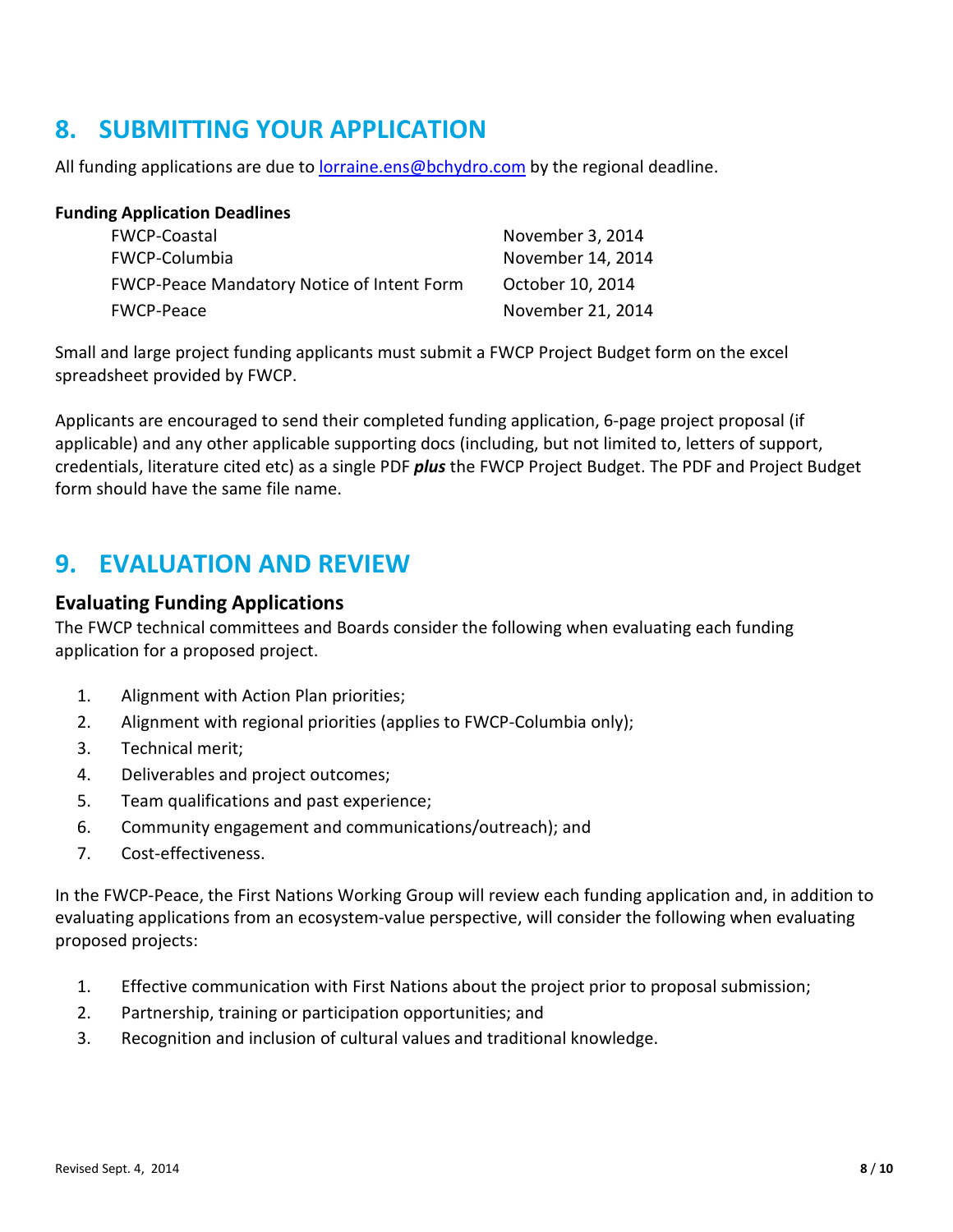## 8. SUBMITTING YOUR APPLICATION

All funding applications are due to lorraine.ens@bchydro.com by the regional deadline.

**Funding Application Deadlines**

| | |
|---|---|
| FWCP-Coastal | November 3, 2014 |
| FWCP-Columbia | November 14, 2014 |
| FWCP-Peace Mandatory Notice of Intent Form | October 10, 2014 |
| FWCP-Peace | November 21, 2014 |

Small and large project funding applicants must submit a FWCP Project Budget form on the excel spreadsheet provided by FWCP.

Applicants are encouraged to send their completed funding application, 6-page project proposal (if applicable) and any other applicable supporting docs (including, but not limited to, letters of support, credentials, literature cited etc) as a single PDF ***plus*** the FWCP Project Budget. The PDF and Project Budget form should have the same file name.

## 9. EVALUATION AND REVIEW

### Evaluating Funding Applications

The FWCP technical committees and Boards consider the following when evaluating each funding application for a proposed project.

1. Alignment with Action Plan priorities;
2. Alignment with regional priorities (applies to FWCP-Columbia only);
3. Technical merit;
4. Deliverables and project outcomes;
5. Team qualifications and past experience;
6. Community engagement and communications/outreach); and
7. Cost-effectiveness.

In the FWCP-Peace, the First Nations Working Group will review each funding application and, in addition to evaluating applications from an ecosystem-value perspective, will consider the following when evaluating proposed projects:

1. Effective communication with First Nations about the project prior to proposal submission;
2. Partnership, training or participation opportunities; and
3. Recognition and inclusion of cultural values and traditional knowledge.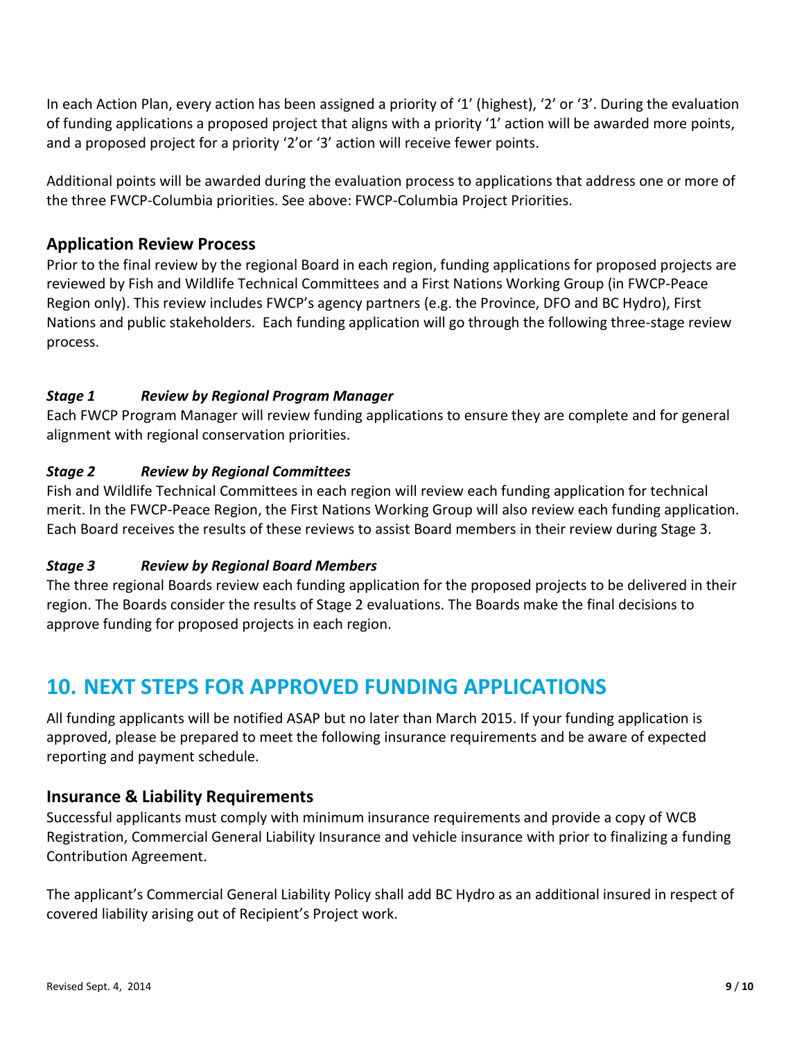In each Action Plan, every action has been assigned a priority of '1' (highest), '2' or '3'. During the evaluation of funding applications a proposed project that aligns with a priority '1' action will be awarded more points, and a proposed project for a priority '2'or '3' action will receive fewer points.

Additional points will be awarded during the evaluation process to applications that address one or more of the three FWCP-Columbia priorities. See above: FWCP-Columbia Project Priorities.

### Application Review Process

Prior to the final review by the regional Board in each region, funding applications for proposed projects are reviewed by Fish and Wildlife Technical Committees and a First Nations Working Group (in FWCP-Peace Region only). This review includes FWCP's agency partners (e.g. the Province, DFO and BC Hydro), First Nations and public stakeholders. Each funding application will go through the following three-stage review process.

***Stage 1 Review by Regional Program Manager***

Each FWCP Program Manager will review funding applications to ensure they are complete and for general alignment with regional conservation priorities.

***Stage 2 Review by Regional Committees***

Fish and Wildlife Technical Committees in each region will review each funding application for technical merit. In the FWCP-Peace Region, the First Nations Working Group will also review each funding application. Each Board receives the results of these reviews to assist Board members in their review during Stage 3.

***Stage 3 Review by Regional Board Members***

The three regional Boards review each funding application for the proposed projects to be delivered in their region. The Boards consider the results of Stage 2 evaluations. The Boards make the final decisions to approve funding for proposed projects in each region.

## 10. NEXT STEPS FOR APPROVED FUNDING APPLICATIONS

All funding applicants will be notified ASAP but no later than March 2015. If your funding application is approved, please be prepared to meet the following insurance requirements and be aware of expected reporting and payment schedule.

### Insurance & Liability Requirements

Successful applicants must comply with minimum insurance requirements and provide a copy of WCB Registration, Commercial General Liability Insurance and vehicle insurance with prior to finalizing a funding Contribution Agreement.

The applicant's Commercial General Liability Policy shall add BC Hydro as an additional insured in respect of covered liability arising out of Recipient's Project work.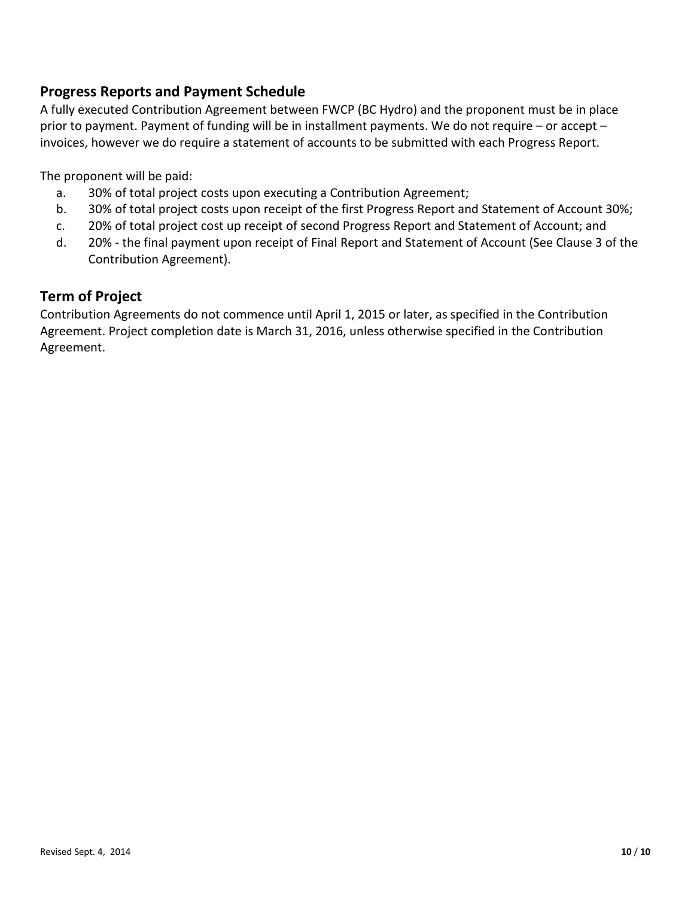## Progress Reports and Payment Schedule

A fully executed Contribution Agreement between FWCP (BC Hydro) and the proponent must be in place prior to payment. Payment of funding will be in installment payments. We do not require – or accept – invoices, however we do require a statement of accounts to be submitted with each Progress Report.

The proponent will be paid:

a. 30% of total project costs upon executing a Contribution Agreement;
b. 30% of total project costs upon receipt of the first Progress Report and Statement of Account 30%;
c. 20% of total project cost up receipt of second Progress Report and Statement of Account; and
d. 20% - the final payment upon receipt of Final Report and Statement of Account (See Clause 3 of the Contribution Agreement).

## Term of Project

Contribution Agreements do not commence until April 1, 2015 or later, as specified in the Contribution Agreement. Project completion date is March 31, 2016, unless otherwise specified in the Contribution Agreement.